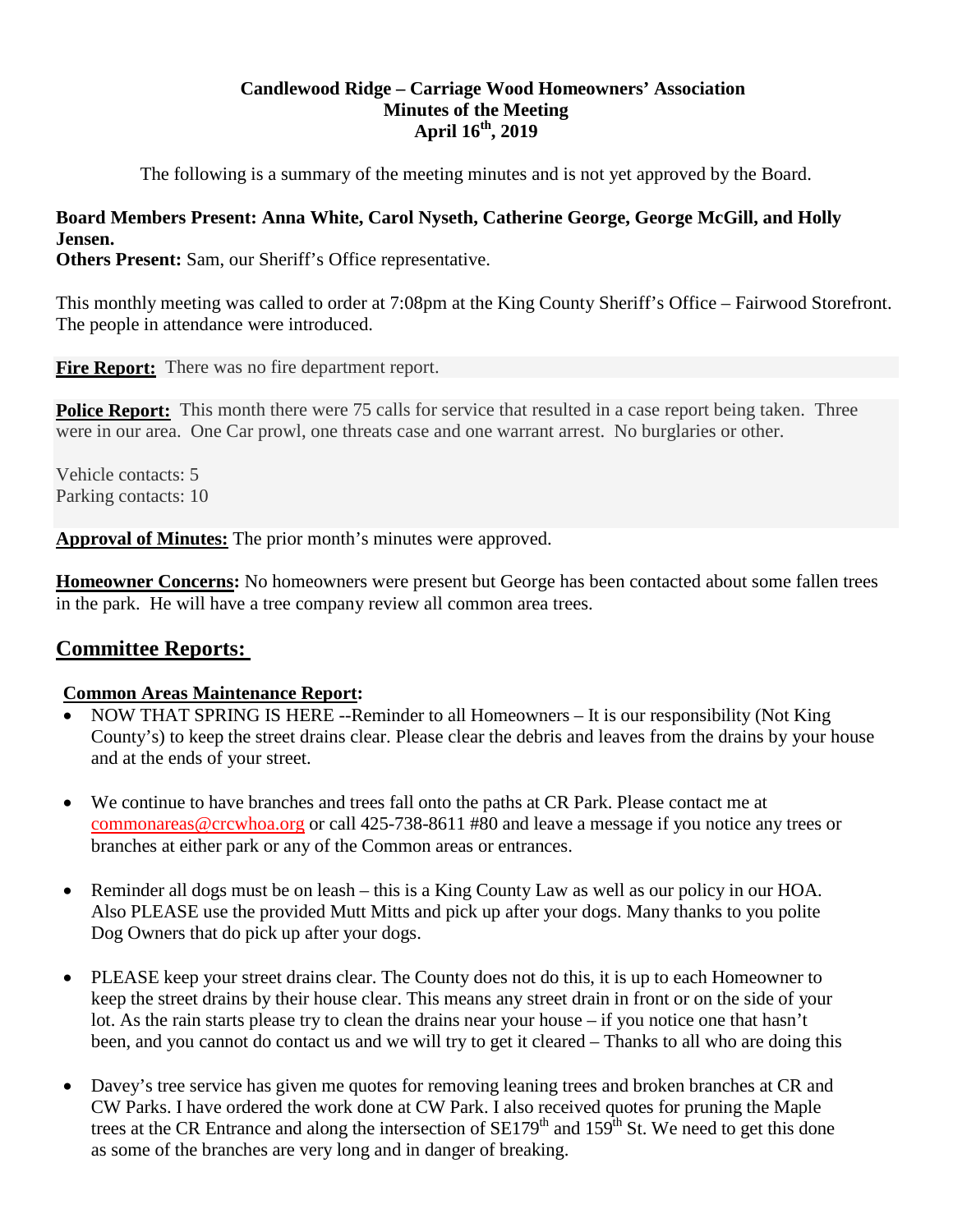# Candlewood Ridge – Carriage Wood Homeowners' Association
## Minutes of the Meeting
## April 16th, 2019

The following is a summary of the meeting minutes and is not yet approved by the Board.

**Board Members Present: Anna White, Carol Nyseth, Catherine George, George McGill, and Holly Jensen.**
**Others Present:** Sam, our Sheriff's Office representative.

This monthly meeting was called to order at 7:08pm at the King County Sheriff's Office – Fairwood Storefront. The people in attendance were introduced.

**Fire Report:** There was no fire department report.

**Police Report:** This month there were 75 calls for service that resulted in a case report being taken. Three were in our area. One Car prowl, one threats case and one warrant arrest. No burglaries or other.

Vehicle contacts: 5
Parking contacts: 10

**Approval of Minutes:** The prior month's minutes were approved.

**Homeowner Concerns:** No homeowners were present but George has been contacted about some fallen trees in the park. He will have a tree company review all common area trees.

## Committee Reports:

**Common Areas Maintenance Report:**

- NOW THAT SPRING IS HERE --Reminder to all Homeowners – It is our responsibility (Not King County's) to keep the street drains clear. Please clear the debris and leaves from the drains by your house and at the ends of your street.

- We continue to have branches and trees fall onto the paths at CR Park. Please contact me at commonareas@crcwhoa.org or call 425-738-8611 #80 and leave a message if you notice any trees or branches at either park or any of the Common areas or entrances.

- Reminder all dogs must be on leash – this is a King County Law as well as our policy in our HOA. Also PLEASE use the provided Mutt Mitts and pick up after your dogs. Many thanks to you polite Dog Owners that do pick up after your dogs.

- PLEASE keep your street drains clear. The County does not do this, it is up to each Homeowner to keep the street drains by their house clear. This means any street drain in front or on the side of your lot. As the rain starts please try to clean the drains near your house – if you notice one that hasn't been, and you cannot do contact us and we will try to get it cleared – Thanks to all who are doing this

- Davey's tree service has given me quotes for removing leaning trees and broken branches at CR and CW Parks. I have ordered the work done at CW Park. I also received quotes for pruning the Maple trees at the CR Entrance and along the intersection of SE179th and 159th St. We need to get this done as some of the branches are very long and in danger of breaking.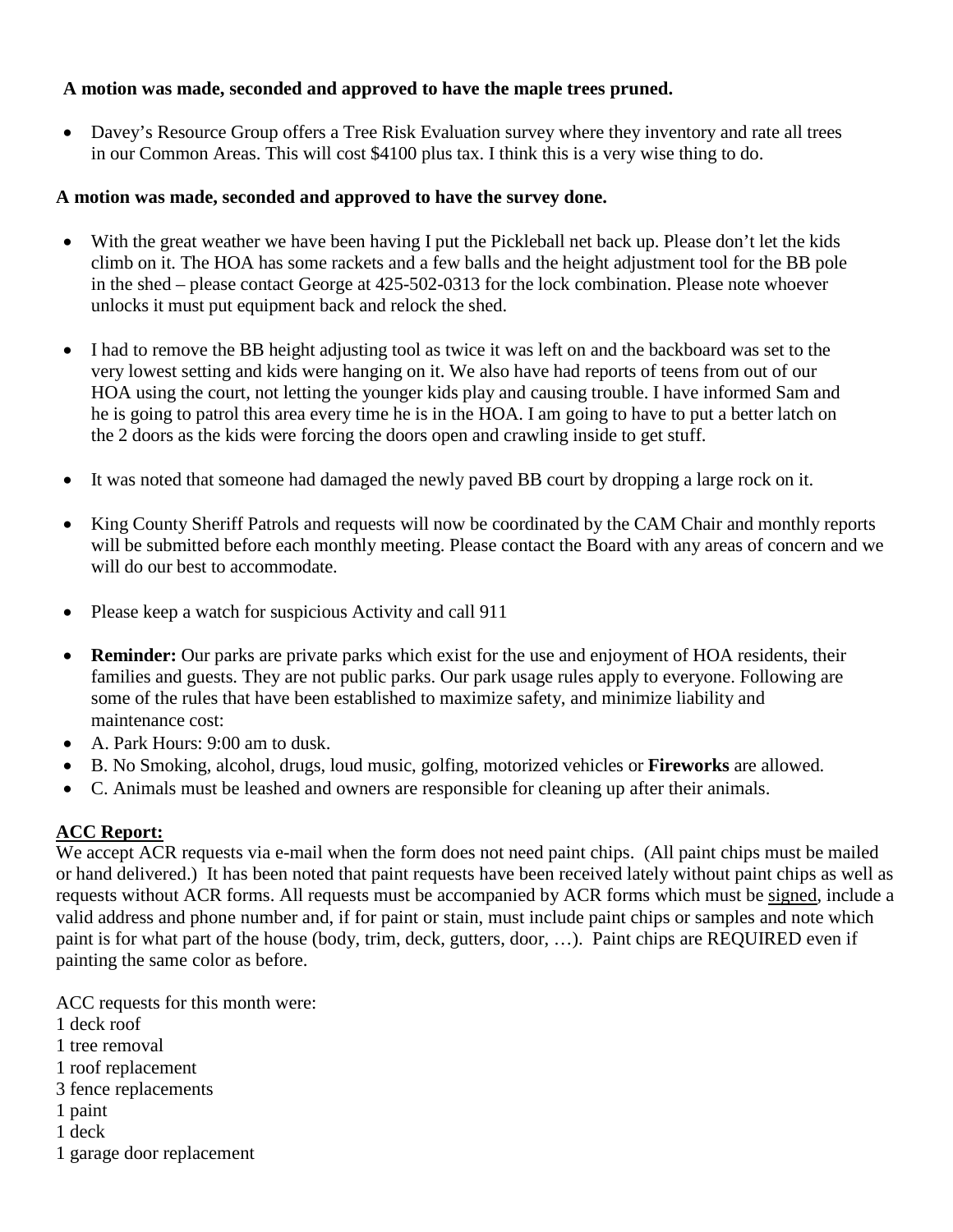**A motion was made, seconded and approved to have the maple trees pruned.**

- Davey's Resource Group offers a Tree Risk Evaluation survey where they inventory and rate all trees in our Common Areas. This will cost $4100 plus tax. I think this is a very wise thing to do.

**A motion was made, seconded and approved to have the survey done.**

- With the great weather we have been having I put the Pickleball net back up. Please don't let the kids climb on it. The HOA has some rackets and a few balls and the height adjustment tool for the BB pole in the shed – please contact George at 425-502-0313 for the lock combination. Please note whoever unlocks it must put equipment back and relock the shed.

- I had to remove the BB height adjusting tool as twice it was left on and the backboard was set to the very lowest setting and kids were hanging on it. We also have had reports of teens from out of our HOA using the court, not letting the younger kids play and causing trouble. I have informed Sam and he is going to patrol this area every time he is in the HOA. I am going to have to put a better latch on the 2 doors as the kids were forcing the doors open and crawling inside to get stuff.

- It was noted that someone had damaged the newly paved BB court by dropping a large rock on it.

- King County Sheriff Patrols and requests will now be coordinated by the CAM Chair and monthly reports will be submitted before each monthly meeting. Please contact the Board with any areas of concern and we will do our best to accommodate.

- Please keep a watch for suspicious Activity and call 911

- **Reminder:** Our parks are private parks which exist for the use and enjoyment of HOA residents, their families and guests. They are not public parks. Our park usage rules apply to everyone. Following are some of the rules that have been established to maximize safety, and minimize liability and maintenance cost:
- A. Park Hours: 9:00 am to dusk.
- B. No Smoking, alcohol, drugs, loud music, golfing, motorized vehicles or **Fireworks** are allowed.
- C. Animals must be leashed and owners are responsible for cleaning up after their animals.

**ACC Report:**

We accept ACR requests via e-mail when the form does not need paint chips. (All paint chips must be mailed or hand delivered.) It has been noted that paint requests have been received lately without paint chips as well as requests without ACR forms. All requests must be accompanied by ACR forms which must be signed, include a valid address and phone number and, if for paint or stain, must include paint chips or samples and note which paint is for what part of the house (body, trim, deck, gutters, door, …). Paint chips are REQUIRED even if painting the same color as before.

ACC requests for this month were:
1 deck roof
1 tree removal
1 roof replacement
3 fence replacements
1 paint
1 deck
1 garage door replacement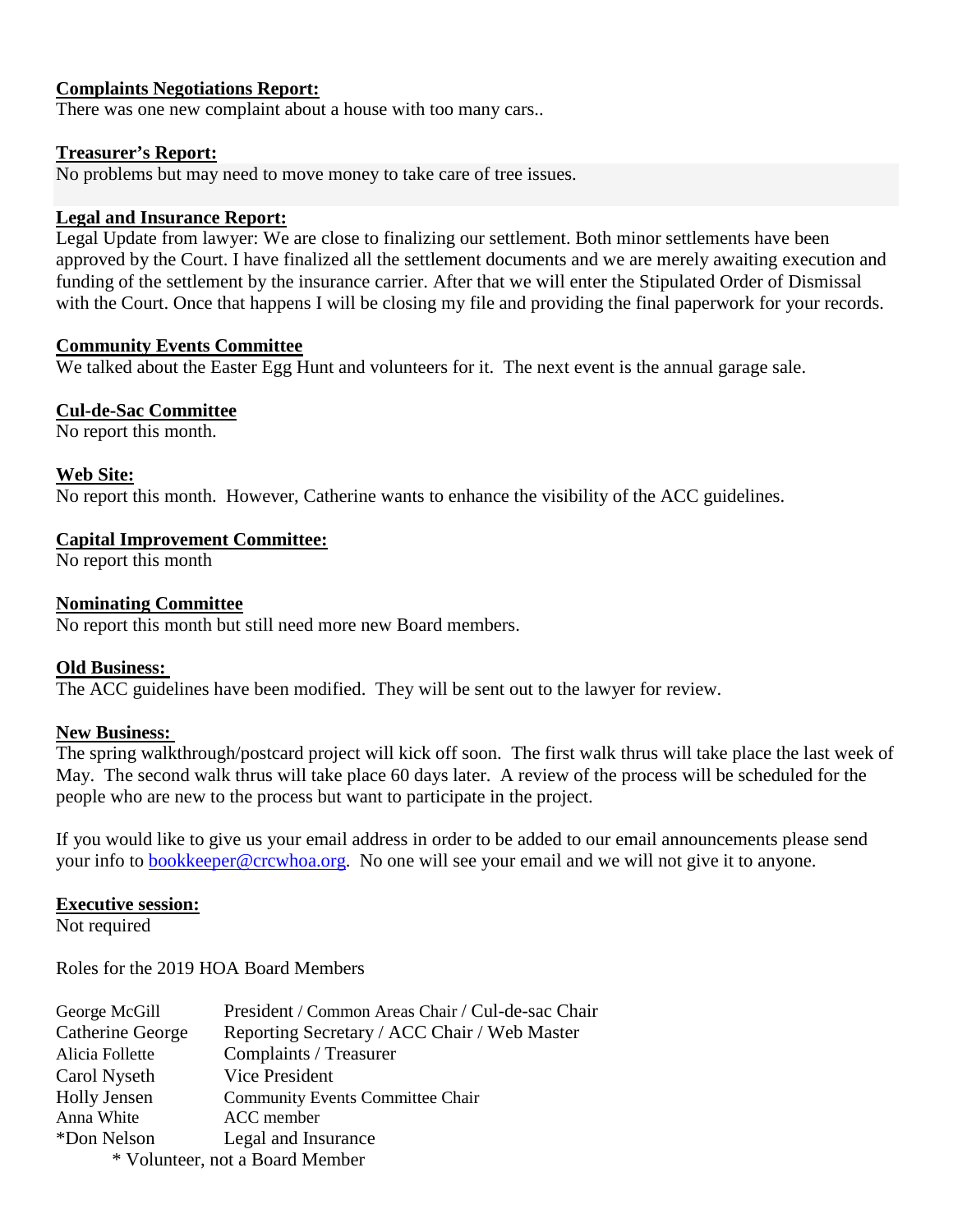**Complaints Negotiations Report:**

There was one new complaint about a house with too many cars..

**Treasurer's Report:**

No problems but may need to move money to take care of tree issues.

**Legal and Insurance Report:**

Legal Update from lawyer: We are close to finalizing our settlement. Both minor settlements have been approved by the Court. I have finalized all the settlement documents and we are merely awaiting execution and funding of the settlement by the insurance carrier. After that we will enter the Stipulated Order of Dismissal with the Court. Once that happens I will be closing my file and providing the final paperwork for your records.

**Community Events Committee**

We talked about the Easter Egg Hunt and volunteers for it. The next event is the annual garage sale.

**Cul-de-Sac Committee**

No report this month.

**Web Site:**

No report this month. However, Catherine wants to enhance the visibility of the ACC guidelines.

**Capital Improvement Committee:**

No report this month

**Nominating Committee**

No report this month but still need more new Board members.

**Old Business:**

The ACC guidelines have been modified. They will be sent out to the lawyer for review.

**New Business:**

The spring walkthrough/postcard project will kick off soon. The first walk thrus will take place the last week of May. The second walk thrus will take place 60 days later. A review of the process will be scheduled for the people who are new to the process but want to participate in the project.

If you would like to give us your email address in order to be added to our email announcements please send your info to bookkeeper@crcwhoa.org. No one will see your email and we will not give it to anyone.

**Executive session:**

Not required

Roles for the 2019 HOA Board Members

| | |
|---|---|
| George McGill | President / Common Areas Chair / Cul-de-sac Chair |
| Catherine George | Reporting Secretary / ACC Chair / Web Master |
| Alicia Follette | Complaints / Treasurer |
| Carol Nyseth | Vice President |
| Holly Jensen | Community Events Committee Chair |
| Anna White | ACC member |
| *Don Nelson | Legal and Insurance |

* Volunteer, not a Board Member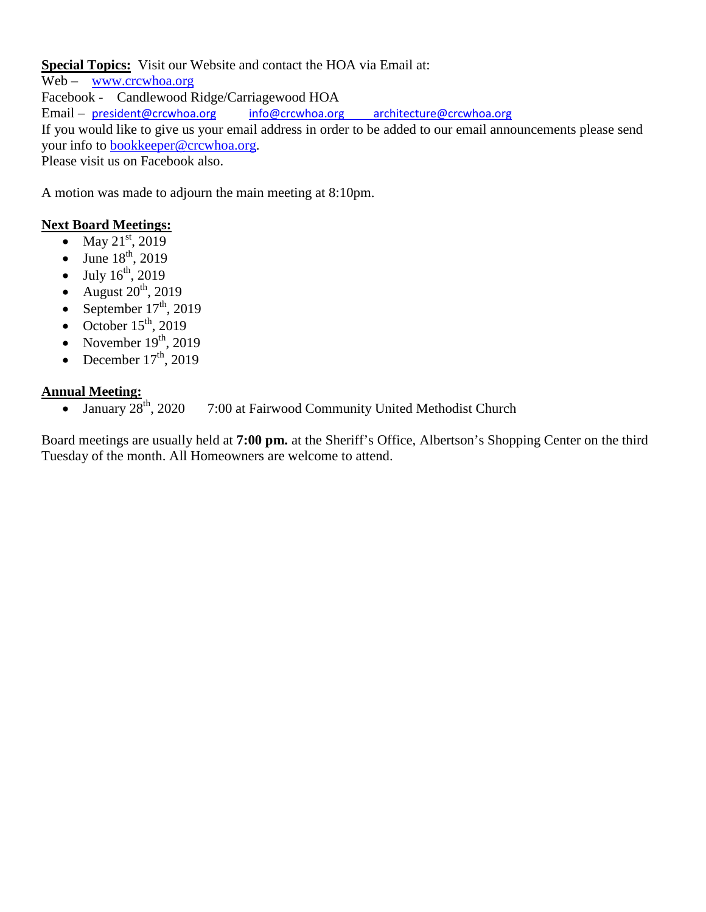**Special Topics:** Visit our Website and contact the HOA via Email at:

Web – www.crcwhoa.org

Facebook - Candlewood Ridge/Carriagewood HOA

Email – president@crcwhoa.org info@crcwhoa.org architecture@crcwhoa.org

If you would like to give us your email address in order to be added to our email announcements please send your info to bookkeeper@crcwhoa.org.

Please visit us on Facebook also.

A motion was made to adjourn the main meeting at 8:10pm.

**Next Board Meetings:**

- May 21st, 2019
- June 18th, 2019
- July 16th, 2019
- August 20th, 2019
- September 17th, 2019
- October 15th, 2019
- November 19th, 2019
- December 17th, 2019

**Annual Meeting:**

- January 28th, 2020 7:00 at Fairwood Community United Methodist Church

Board meetings are usually held at **7:00 pm.** at the Sheriff's Office, Albertson's Shopping Center on the third Tuesday of the month. All Homeowners are welcome to attend.